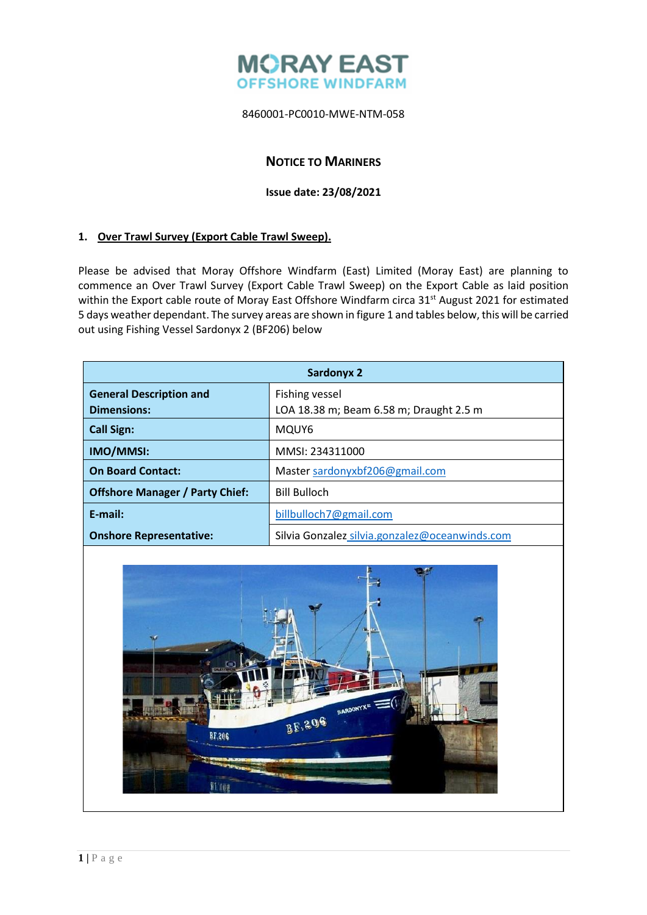# MORAY EAST
## OFFSHORE WINDFARM

8460001-PC0010-MWE-NTM-058

## Notice to Mariners

**Issue date: 23/08/2021**

### 1. Over Trawl Survey (Export Cable Trawl Sweep).

Please be advised that Moray Offshore Windfarm (East) Limited (Moray East) are planning to commence an Over Trawl Survey (Export Cable Trawl Sweep) on the Export Cable as laid position within the Export cable route of Moray East Offshore Windfarm circa 31st August 2021 for estimated 5 days weather dependant. The survey areas are shown in figure 1 and tables below, this will be carried out using Fishing Vessel Sardonyx 2 (BF206) below

| Sardonyx 2 | |
|---|---|
| **General Description and Dimensions:** | Fishing vessel<br>LOA 18.38 m; Beam 6.58 m; Draught 2.5 m |
| **Call Sign:** | MQUY6 |
| **IMO/MMSI:** | MMSI: 234311000 |
| **On Board Contact:** | Master sardonyxbf206@gmail.com |
| **Offshore Manager / Party Chief:** | Bill Bulloch |
| **E-mail:** | billbulloch7@gmail.com |
| **Onshore Representative:** | Silvia Gonzalez silvia.gonzalez@oceanwinds.com |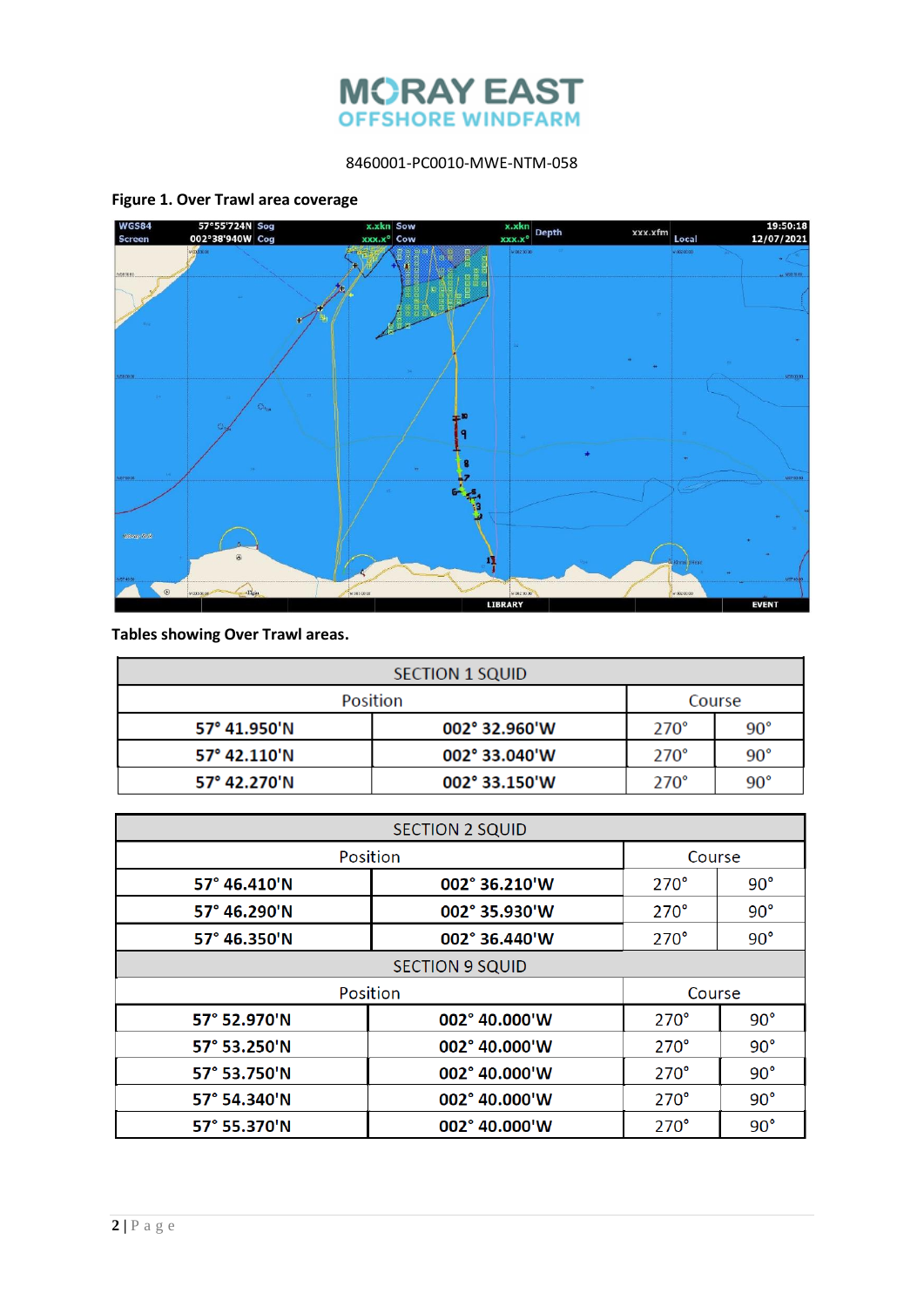8460001-PC0010-MWE-NTM-058

**Figure 1. Over Trawl area coverage**

**Tables showing Over Trawl areas.**

| SECTION 1 SQUID | | | |
|---|---|---|---|
| Position | | Course | |
| **57° 41.950'N** | **002° 32.960'W** | 270° | 90° |
| **57° 42.110'N** | **002° 33.040'W** | 270° | 90° |
| **57° 42.270'N** | **002° 33.150'W** | 270° | 90° |

| SECTION 2 SQUID | | | |
|---|---|---|---|
| Position | | Course | |
| **57° 46.410'N** | **002° 36.210'W** | 270° | 90° |
| **57° 46.290'N** | **002° 35.930'W** | 270° | 90° |
| **57° 46.350'N** | **002° 36.440'W** | 270° | 90° |
| SECTION 9 SQUID | | | |
| Position | | Course | |
| **57° 52.970'N** | **002° 40.000'W** | 270° | 90° |
| **57° 53.250'N** | **002° 40.000'W** | 270° | 90° |
| **57° 53.750'N** | **002° 40.000'W** | 270° | 90° |
| **57° 54.340'N** | **002° 40.000'W** | 270° | 90° |
| **57° 55.370'N** | **002° 40.000'W** | 270° | 90° |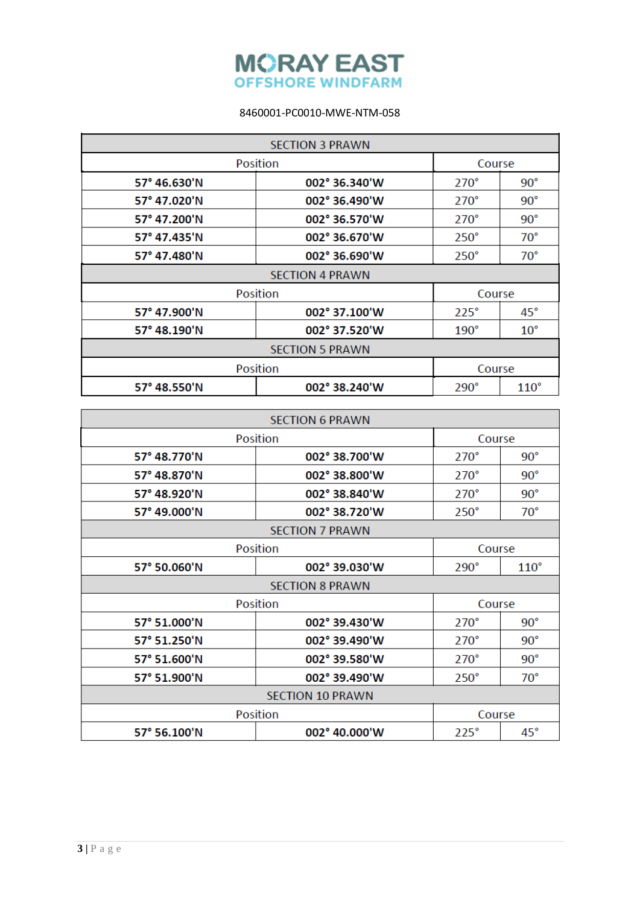# MORAY EAST OFFSHORE WINDFARM

8460001-PC0010-MWE-NTM-058

| SECTION 3 PRAWN | | | |
|---|---|---|---|
| Position | | Course | |
| **57° 46.630'N** | **002° 36.340'W** | 270° | 90° |
| **57° 47.020'N** | **002° 36.490'W** | 270° | 90° |
| **57° 47.200'N** | **002° 36.570'W** | 270° | 90° |
| **57° 47.435'N** | **002° 36.670'W** | 250° | 70° |
| **57° 47.480'N** | **002° 36.690'W** | 250° | 70° |
| SECTION 4 PRAWN | | | |
| Position | | Course | |
| **57° 47.900'N** | **002° 37.100'W** | 225° | 45° |
| **57° 48.190'N** | **002° 37.520'W** | 190° | 10° |
| SECTION 5 PRAWN | | | |
| Position | | Course | |
| **57° 48.550'N** | **002° 38.240'W** | 290° | 110° |

| SECTION 6 PRAWN | | | |
|---|---|---|---|
| Position | | Course | |
| **57° 48.770'N** | **002° 38.700'W** | 270° | 90° |
| **57° 48.870'N** | **002° 38.800'W** | 270° | 90° |
| **57° 48.920'N** | **002° 38.840'W** | 270° | 90° |
| **57° 49.000'N** | **002° 38.720'W** | 250° | 70° |
| SECTION 7 PRAWN | | | |
| Position | | Course | |
| **57° 50.060'N** | **002° 39.030'W** | 290° | 110° |
| SECTION 8 PRAWN | | | |
| Position | | Course | |
| **57° 51.000'N** | **002° 39.430'W** | 270° | 90° |
| **57° 51.250'N** | **002° 39.490'W** | 270° | 90° |
| **57° 51.600'N** | **002° 39.580'W** | 270° | 90° |
| **57° 51.900'N** | **002° 39.490'W** | 250° | 70° |
| SECTION 10 PRAWN | | | |
| Position | | Course | |
| **57° 56.100'N** | **002° 40.000'W** | 225° | 45° |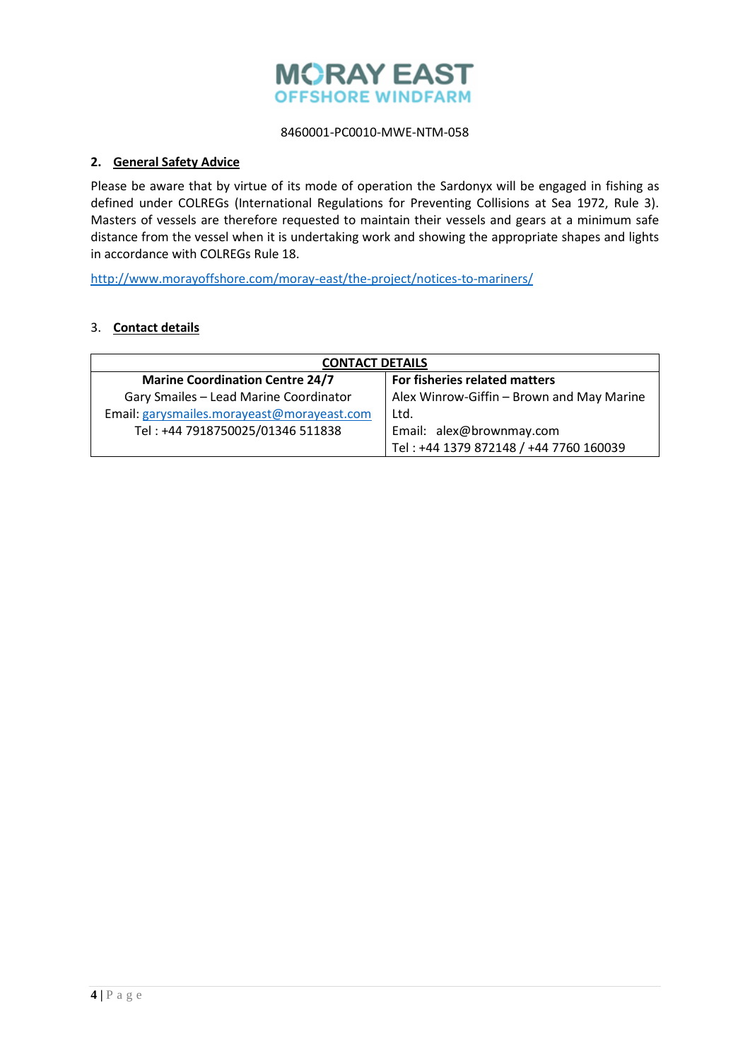8460001-PC0010-MWE-NTM-058

## 2. General Safety Advice

Please be aware that by virtue of its mode of operation the Sardonyx will be engaged in fishing as defined under COLREGs (International Regulations for Preventing Collisions at Sea 1972, Rule 3). Masters of vessels are therefore requested to maintain their vessels and gears at a minimum safe distance from the vessel when it is undertaking work and showing the appropriate shapes and lights in accordance with COLREGs Rule 18.

http://www.morayoffshore.com/moray-east/the-project/notices-to-mariners/

## 3. Contact details

| CONTACT DETAILS | |
|---|---|
| **Marine Coordination Centre 24/7**<br>Gary Smailes – Lead Marine Coordinator<br>Email: garysmailes.morayeast@morayeast.com<br>Tel : +44 7918750025/01346 511838 | **For fisheries related matters**<br>Alex Winrow-Giffin – Brown and May Marine Ltd.<br>Email: alex@brownmay.com<br>Tel : +44 1379 872148 / +44 7760 160039 |